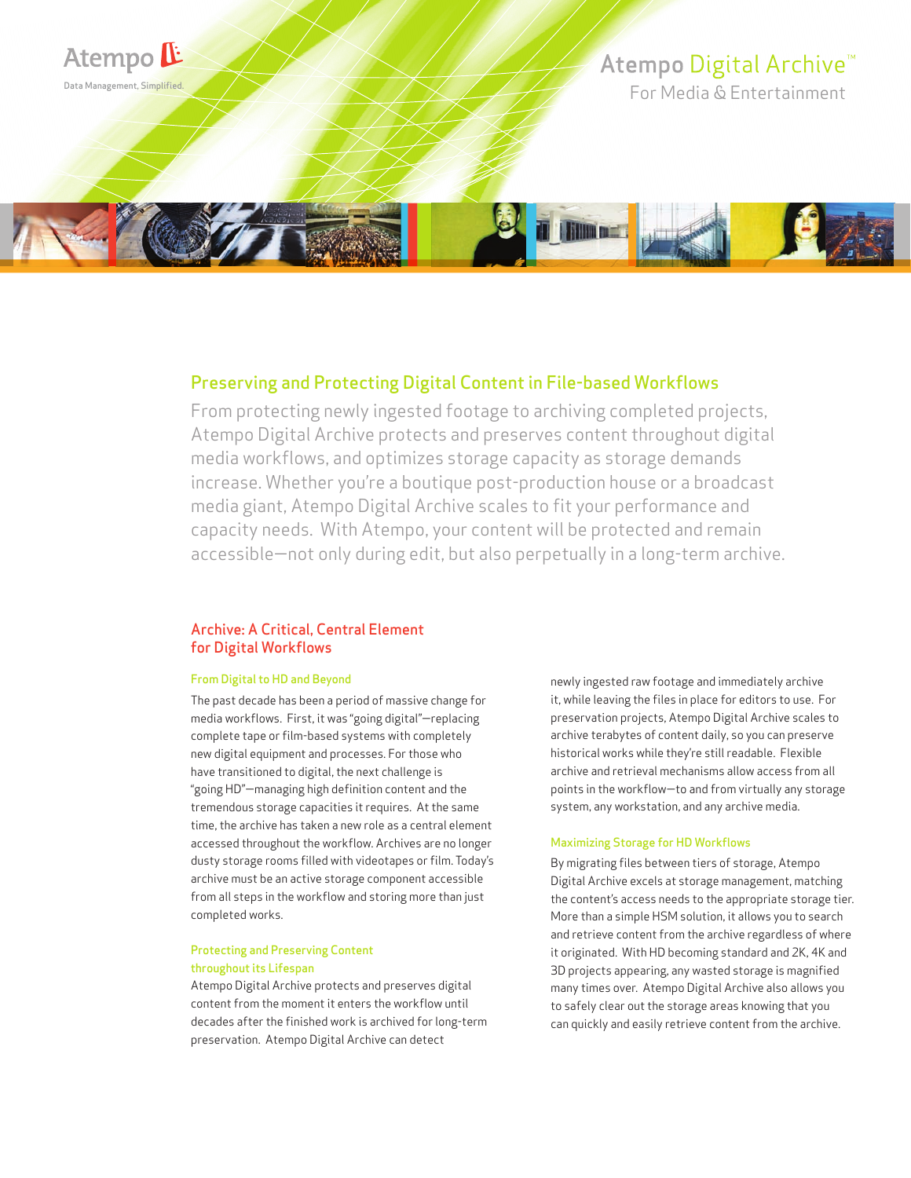Atempo

Data Management, Simplified.

# Atempo Digital Archive™

For Media & Entertainment

## Preserving and Protecting Digital Content in File-based Workflows

From protecting newly ingested footage to archiving completed projects, Atempo Digital Archive protects and preserves content throughout digital media workflows, and optimizes storage capacity as storage demands increase. Whether you're a boutique post-production house or a broadcast media giant, Atempo Digital Archive scales to fit your performance and capacity needs. With Atempo, your content will be protected and remain accessible—not only during edit, but also perpetually in a long-term archive.

## Archive: A Critical, Central Element for Digital Workflows

### From Digital to HD and Beyond

The past decade has been a period of massive change for media workflows. First, it was "going digital"—replacing complete tape or film-based systems with completely new digital equipment and processes. For those who have transitioned to digital, the next challenge is "going HD"—managing high definition content and the tremendous storage capacities it requires. At the same time, the archive has taken a new role as a central element accessed throughout the workflow. Archives are no longer dusty storage rooms filled with videotapes or film. Today's archive must be an active storage component accessible from all steps in the workflow and storing more than just completed works.

### Protecting and Preserving Content throughout its Lifespan

Atempo Digital Archive protects and preserves digital content from the moment it enters the workflow until decades after the finished work is archived for long-term preservation. Atempo Digital Archive can detect newly ingested raw footage and immediately archive it, while leaving the files in place for editors to use. For preservation projects, Atempo Digital Archive scales to archive terabytes of content daily, so you can preserve historical works while they're still readable. Flexible archive and retrieval mechanisms allow access from all points in the workflow—to and from virtually any storage system, any workstation, and any archive media.

### Maximizing Storage for HD Workflows

By migrating files between tiers of storage, Atempo Digital Archive excels at storage management, matching the content's access needs to the appropriate storage tier. More than a simple HSM solution, it allows you to search and retrieve content from the archive regardless of where it originated. With HD becoming standard and 2K, 4K and 3D projects appearing, any wasted storage is magnified many times over. Atempo Digital Archive also allows you to safely clear out the storage areas knowing that you can quickly and easily retrieve content from the archive.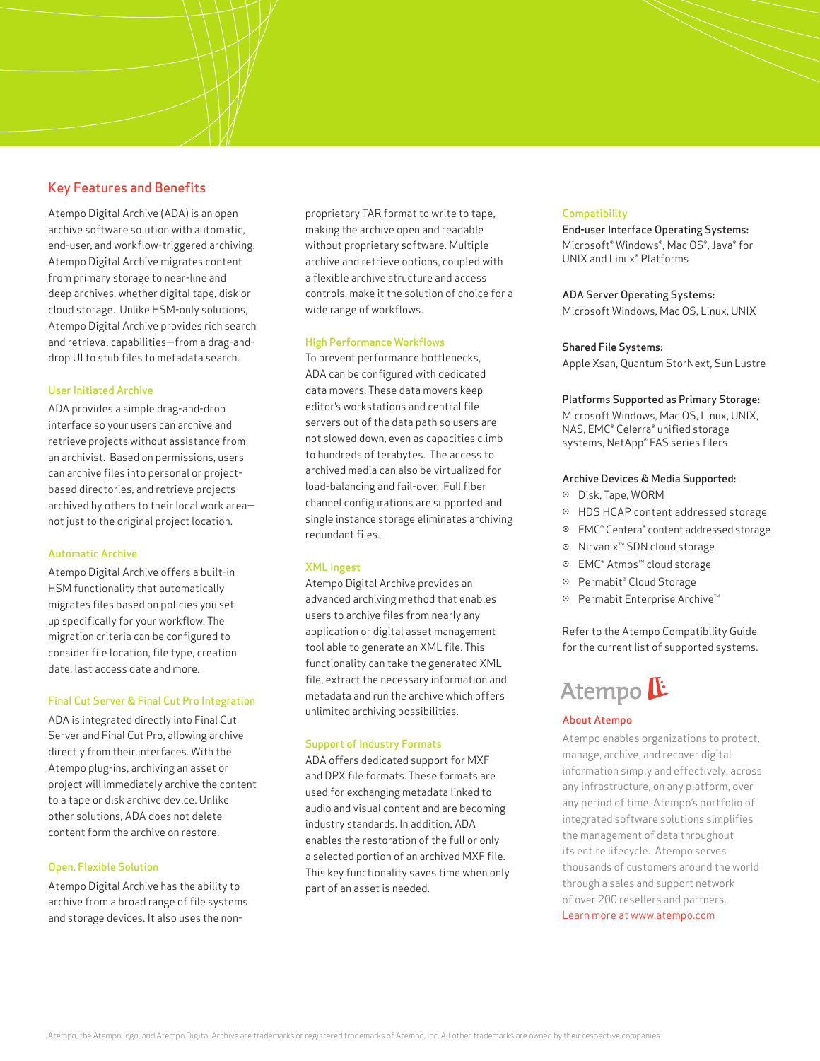## Key Features and Benefits

Atempo Digital Archive (ADA) is an open archive software solution with automatic, end-user, and workflow-triggered archiving. Atempo Digital Archive migrates content from primary storage to near-line and deep archives, whether digital tape, disk or cloud storage. Unlike HSM-only solutions, Atempo Digital Archive provides rich search and retrieval capabilities—from a drag-and-drop UI to stub files to metadata search.

### User Initiated Archive

ADA provides a simple drag-and-drop interface so your users can archive and retrieve projects without assistance from an archivist. Based on permissions, users can archive files into personal or project-based directories, and retrieve projects archived by others to their local work area—not just to the original project location.

### Automatic Archive

Atempo Digital Archive offers a built-in HSM functionality that automatically migrates files based on policies you set up specifically for your workflow. The migration criteria can be configured to consider file location, file type, creation date, last access date and more.

### Final Cut Server & Final Cut Pro Integration

ADA is integrated directly into Final Cut Server and Final Cut Pro, allowing archive directly from their interfaces. With the Atempo plug-ins, archiving an asset or project will immediately archive the content to a tape or disk archive device. Unlike other solutions, ADA does not delete content form the archive on restore.

### Open, Flexible Solution

Atempo Digital Archive has the ability to archive from a broad range of file systems and storage devices. It also uses the non-proprietary TAR format to write to tape, making the archive open and readable without proprietary software. Multiple archive and retrieve options, coupled with a flexible archive structure and access controls, make it the solution of choice for a wide range of workflows.

### High Performance Workflows

To prevent performance bottlenecks, ADA can be configured with dedicated data movers. These data movers keep editor's workstations and central file servers out of the data path so users are not slowed down, even as capacities climb to hundreds of terabytes. The access to archived media can also be virtualized for load-balancing and fail-over. Full fiber channel configurations are supported and single instance storage eliminates archiving redundant files.

### XML Ingest

Atempo Digital Archive provides an advanced archiving method that enables users to archive files from nearly any application or digital asset management tool able to generate an XML file. This functionality can take the generated XML file, extract the necessary information and metadata and run the archive which offers unlimited archiving possibilities.

### Support of Industry Formats

ADA offers dedicated support for MXF and DPX file formats. These formats are used for exchanging metadata linked to audio and visual content and are becoming industry standards. In addition, ADA enables the restoration of the full or only a selected portion of an archived MXF file. This key functionality saves time when only part of an asset is needed.

### Compatibility

**End-user Interface Operating Systems:**
Microsoft® Windows®, Mac OS®, Java® for UNIX and Linux® Platforms

**ADA Server Operating Systems:**
Microsoft Windows, Mac OS, Linux, UNIX

**Shared File Systems:**
Apple Xsan, Quantum StorNext, Sun Lustre

**Platforms Supported as Primary Storage:**
Microsoft Windows, Mac OS, Linux, UNIX, NAS, EMC® Celerra® unified storage systems, NetApp® FAS series filers

**Archive Devices & Media Supported:**

- Disk, Tape, WORM
- HDS HCAP content addressed storage
- EMC® Centera® content addressed storage
- Nirvanix™ SDN cloud storage
- EMC® Atmos™ cloud storage
- Permabit® Cloud Storage
- Permabit Enterprise Archive™

Refer to the Atempo Compatibility Guide for the current list of supported systems.

Atempo

### About Atempo

Atempo enables organizations to protect, manage, archive, and recover digital information simply and effectively, across any infrastructure, on any platform, over any period of time. Atempo's portfolio of integrated software solutions simplifies the management of data throughout its entire lifecycle. Atempo serves thousands of customers around the world through a sales and support network of over 200 resellers and partners.
Learn more at www.atempo.com

Atempo, the Atempo logo, and Atempo Digital Archive are trademarks or registered trademarks of Atempo, Inc. All other trademarks are owned by their respective companies.